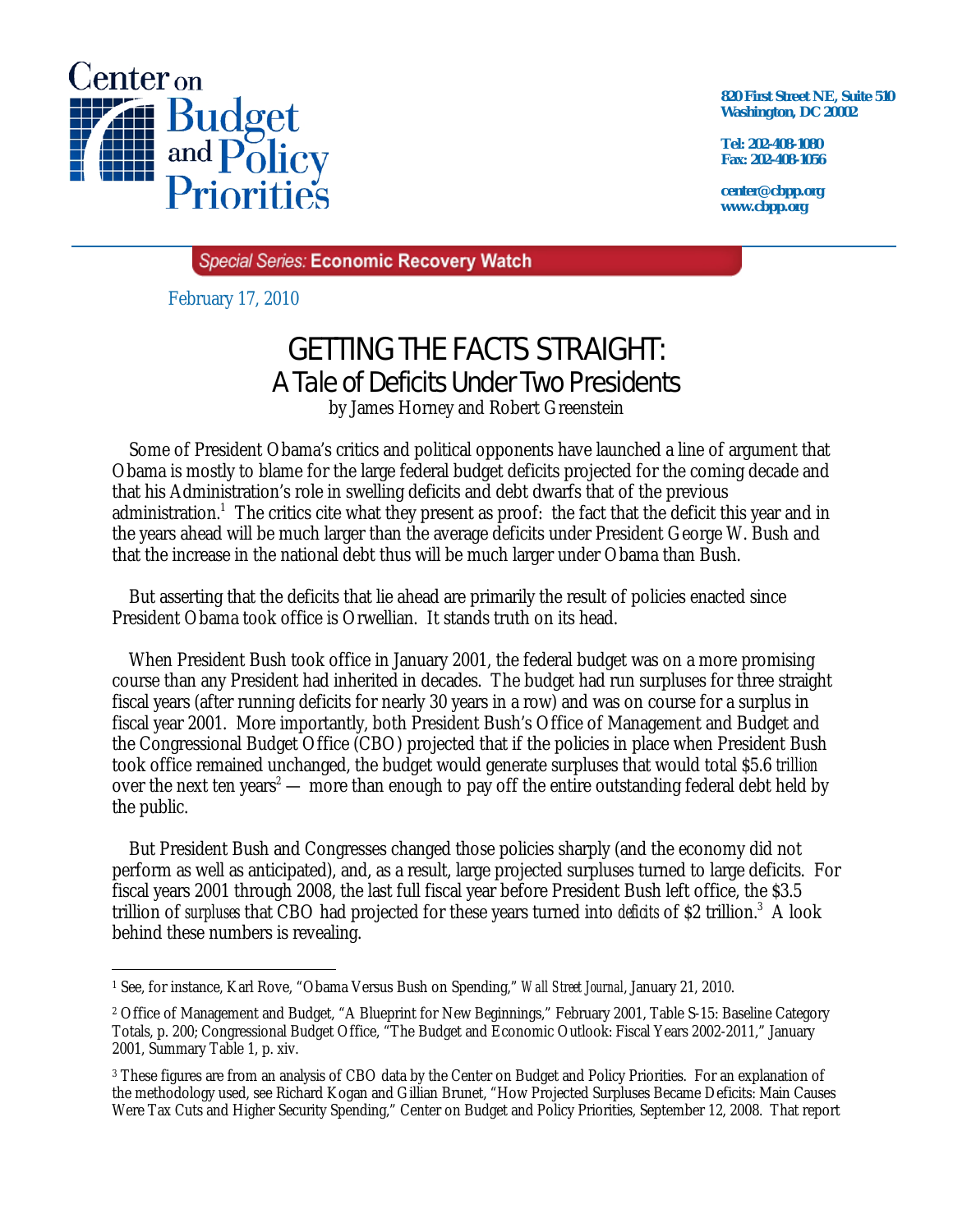Center on Budget and Policy Priorities

820 First Street NE, Suite 510
Washington, DC 20002

Tel: 202-408-1080
Fax: 202-408-1056

center@cbpp.org
www.cbpp.org

*Special Series:* **Economic Recovery Watch**

February 17, 2010

# GETTING THE FACTS STRAIGHT:
## A Tale of Deficits Under Two Presidents

by James Horney and Robert Greenstein

Some of President Obama's critics and political opponents have launched a line of argument that Obama is mostly to blame for the large federal budget deficits projected for the coming decade and that his Administration's role in swelling deficits and debt dwarfs that of the previous administration.[1] The critics cite what they present as proof: the fact that the deficit this year and in the years ahead will be much larger than the average deficits under President George W. Bush and that the increase in the national debt thus will be much larger under Obama than Bush.

But asserting that the deficits that lie ahead are primarily the result of policies enacted since President Obama took office is Orwellian. It stands truth on its head.

When President Bush took office in January 2001, the federal budget was on a more promising course than any President had inherited in decades. The budget had run surpluses for three straight fiscal years (after running deficits for nearly 30 years in a row) and was on course for a surplus in fiscal year 2001. More importantly, both President Bush's Office of Management and Budget and the Congressional Budget Office (CBO) projected that if the policies in place when President Bush took office remained unchanged, the budget would generate surpluses that would total $5.6 *trillion* over the next ten years[2] — more than enough to pay off the entire outstanding federal debt held by the public.

But President Bush and Congresses changed those policies sharply (and the economy did not perform as well as anticipated), and, as a result, large projected surpluses turned to large deficits. For fiscal years 2001 through 2008, the last full fiscal year before President Bush left office, the $3.5 trillion of *surpluses* that CBO had projected for these years turned into *deficits* of $2 trillion.[3] A look behind these numbers is revealing.

---

[1] See, for instance, Karl Rove, "Obama Versus Bush on Spending," *Wall Street Journal*, January 21, 2010.

[2] Office of Management and Budget, "A Blueprint for New Beginnings," February 2001, Table S-15: Baseline Category Totals, p. 200; Congressional Budget Office, "The Budget and Economic Outlook: Fiscal Years 2002-2011," January 2001, Summary Table 1, p. xiv.

[3] These figures are from an analysis of CBO data by the Center on Budget and Policy Priorities. For an explanation of the methodology used, see Richard Kogan and Gillian Brunet, "How Projected Surpluses Became Deficits: Main Causes Were Tax Cuts and Higher Security Spending," Center on Budget and Policy Priorities, September 12, 2008. That report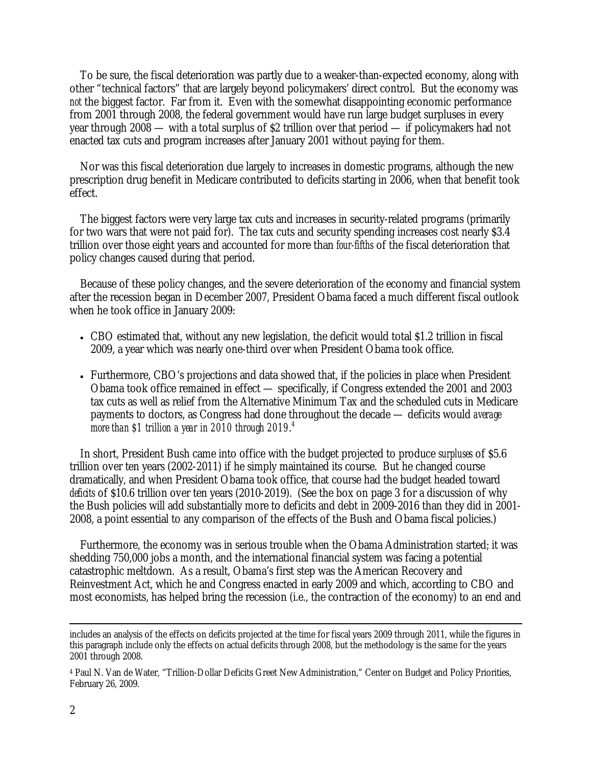To be sure, the fiscal deterioration was partly due to a weaker-than-expected economy, along with other "technical factors" that are largely beyond policymakers' direct control. But the economy was *not* the biggest factor. Far from it. Even with the somewhat disappointing economic performance from 2001 through 2008, the federal government would have run large budget surpluses in every year through 2008 — with a total surplus of $2 trillion over that period — if policymakers had not enacted tax cuts and program increases after January 2001 without paying for them.

Nor was this fiscal deterioration due largely to increases in domestic programs, although the new prescription drug benefit in Medicare contributed to deficits starting in 2006, when that benefit took effect.

The biggest factors were very large tax cuts and increases in security-related programs (primarily for two wars that were not paid for). The tax cuts and security spending increases cost nearly $3.4 trillion over those eight years and accounted for more than *four-fifths* of the fiscal deterioration that policy changes caused during that period.

Because of these policy changes, and the severe deterioration of the economy and financial system after the recession began in December 2007, President Obama faced a much different fiscal outlook when he took office in January 2009:

- CBO estimated that, without any new legislation, the deficit would total $1.2 trillion in fiscal 2009, a year which was nearly one-third over when President Obama took office.
- Furthermore, CBO's projections and data showed that, if the policies in place when President Obama took office remained in effect — specifically, if Congress extended the 2001 and 2003 tax cuts as well as relief from the Alternative Minimum Tax and the scheduled cuts in Medicare payments to doctors, as Congress had done throughout the decade — deficits would *average more than $1 trillion a year in 2010 through 2019*.[4]

In short, President Bush came into office with the budget projected to produce *surpluses* of $5.6 trillion over ten years (2002-2011) if he simply maintained its course. But he changed course dramatically, and when President Obama took office, that course had the budget headed toward *deficits* of $10.6 trillion over ten years (2010-2019). (See the box on page 3 for a discussion of why the Bush policies will add substantially more to deficits and debt in 2009-2016 than they did in 2001-2008, a point essential to any comparison of the effects of the Bush and Obama fiscal policies.)

Furthermore, the economy was in serious trouble when the Obama Administration started; it was shedding 750,000 jobs a month, and the international financial system was facing a potential catastrophic meltdown. As a result, Obama's first step was the American Recovery and Reinvestment Act, which he and Congress enacted in early 2009 and which, according to CBO and most economists, has helped bring the recession (i.e., the contraction of the economy) to an end and

---

includes an analysis of the effects on deficits projected at the time for fiscal years 2009 through 2011, while the figures in this paragraph include only the effects on actual deficits through 2008, but the methodology is the same for the years 2001 through 2008.

[4] Paul N. Van de Water, "Trillion-Dollar Deficits Greet New Administration," Center on Budget and Policy Priorities, February 26, 2009.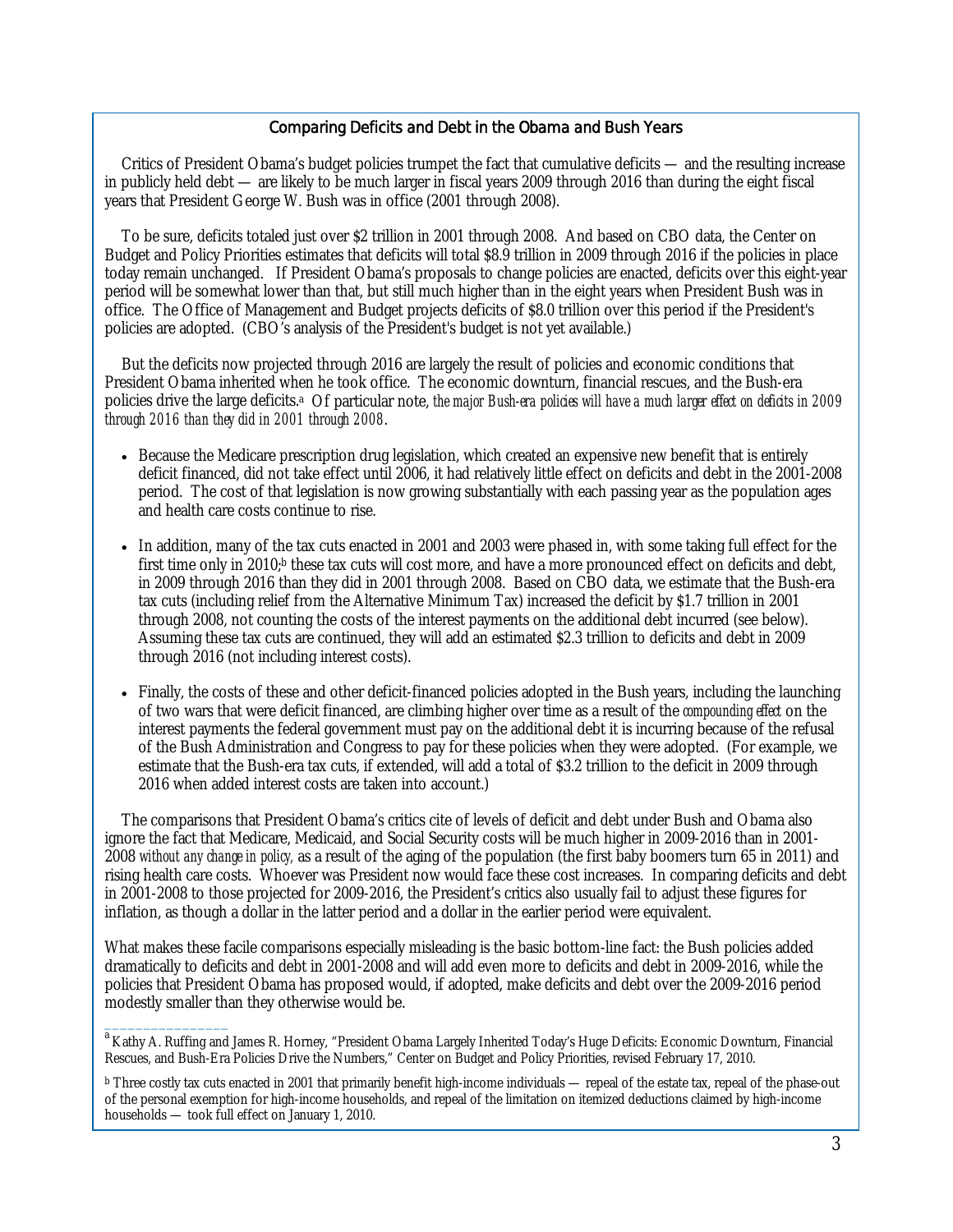## Comparing Deficits and Debt in the Obama and Bush Years

Critics of President Obama's budget policies trumpet the fact that cumulative deficits — and the resulting increase in publicly held debt — are likely to be much larger in fiscal years 2009 through 2016 than during the eight fiscal years that President George W. Bush was in office (2001 through 2008).

To be sure, deficits totaled just over $2 trillion in 2001 through 2008. And based on CBO data, the Center on Budget and Policy Priorities estimates that deficits will total $8.9 trillion in 2009 through 2016 if the policies in place today remain unchanged. If President Obama's proposals to change policies are enacted, deficits over this eight-year period will be somewhat lower than that, but still much higher than in the eight years when President Bush was in office. The Office of Management and Budget projects deficits of $8.0 trillion over this period if the President's policies are adopted. (CBO's analysis of the President's budget is not yet available.)

But the deficits now projected through 2016 are largely the result of policies and economic conditions that President Obama inherited when he took office. The economic downturn, financial rescues, and the Bush-era policies drive the large deficits.[a] Of particular note, *the major Bush-era policies will have a much larger effect on deficits in 2009 through 2016 than they did in 2001 through 2008*.

- Because the Medicare prescription drug legislation, which created an expensive new benefit that is entirely deficit financed, did not take effect until 2006, it had relatively little effect on deficits and debt in the 2001-2008 period. The cost of that legislation is now growing substantially with each passing year as the population ages and health care costs continue to rise.
- In addition, many of the tax cuts enacted in 2001 and 2003 were phased in, with some taking full effect for the first time only in 2010;[b] these tax cuts will cost more, and have a more pronounced effect on deficits and debt, in 2009 through 2016 than they did in 2001 through 2008. Based on CBO data, we estimate that the Bush-era tax cuts (including relief from the Alternative Minimum Tax) increased the deficit by $1.7 trillion in 2001 through 2008, not counting the costs of the interest payments on the additional debt incurred (see below). Assuming these tax cuts are continued, they will add an estimated $2.3 trillion to deficits and debt in 2009 through 2016 (not including interest costs).
- Finally, the costs of these and other deficit-financed policies adopted in the Bush years, including the launching of two wars that were deficit financed, are climbing higher over time as a result of the *compounding effect* on the interest payments the federal government must pay on the additional debt it is incurring because of the refusal of the Bush Administration and Congress to pay for these policies when they were adopted. (For example, we estimate that the Bush-era tax cuts, if extended, will add a total of $3.2 trillion to the deficit in 2009 through 2016 when added interest costs are taken into account.)

The comparisons that President Obama's critics cite of levels of deficit and debt under Bush and Obama also ignore the fact that Medicare, Medicaid, and Social Security costs will be much higher in 2009-2016 than in 2001-2008 *without any change in policy,* as a result of the aging of the population (the first baby boomers turn 65 in 2011) and rising health care costs. Whoever was President now would face these cost increases. In comparing deficits and debt in 2001-2008 to those projected for 2009-2016, the President's critics also usually fail to adjust these figures for inflation, as though a dollar in the latter period and a dollar in the earlier period were equivalent.

What makes these facile comparisons especially misleading is the basic bottom-line fact: the Bush policies added dramatically to deficits and debt in 2001-2008 and will add even more to deficits and debt in 2009-2016, while the policies that President Obama has proposed would, if adopted, make deficits and debt over the 2009-2016 period modestly smaller than they otherwise would be.

---

[a] Kathy A. Ruffing and James R. Horney, "President Obama Largely Inherited Today's Huge Deficits: Economic Downturn, Financial Rescues, and Bush-Era Policies Drive the Numbers," Center on Budget and Policy Priorities, revised February 17, 2010.

[b] Three costly tax cuts enacted in 2001 that primarily benefit high-income individuals — repeal of the estate tax, repeal of the phase-out of the personal exemption for high-income households, and repeal of the limitation on itemized deductions claimed by high-income households — took full effect on January 1, 2010.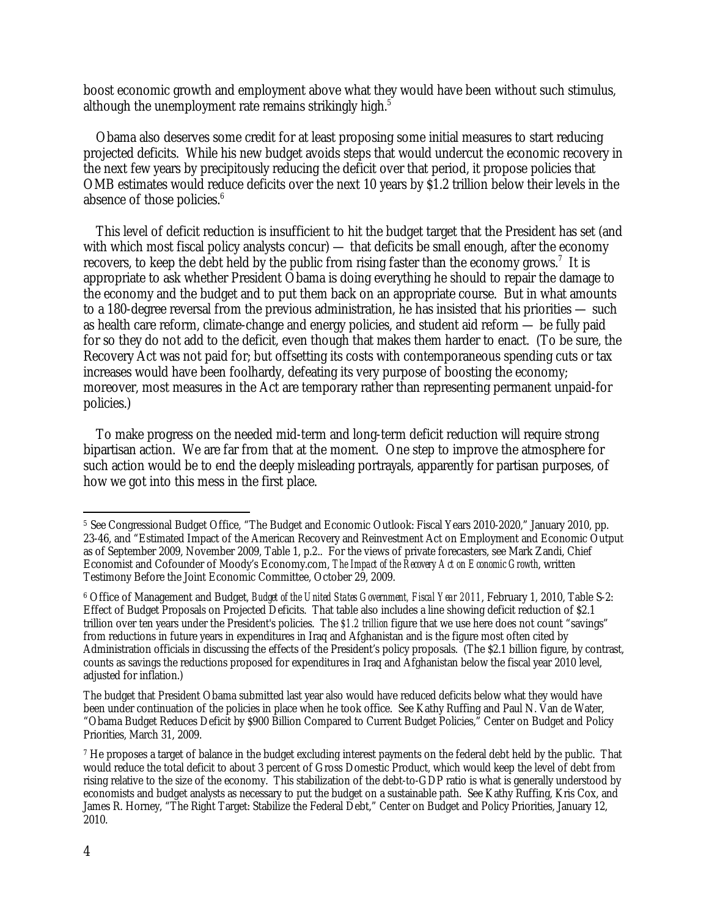boost economic growth and employment above what they would have been without such stimulus, although the unemployment rate remains strikingly high.[5]

Obama also deserves some credit for at least proposing some initial measures to start reducing projected deficits. While his new budget avoids steps that would undercut the economic recovery in the next few years by precipitously reducing the deficit over that period, it propose policies that OMB estimates would reduce deficits over the next 10 years by $1.2 trillion below their levels in the absence of those policies.[6]

This level of deficit reduction is insufficient to hit the budget target that the President has set (and with which most fiscal policy analysts concur) — that deficits be small enough, after the economy recovers, to keep the debt held by the public from rising faster than the economy grows.[7] It is appropriate to ask whether President Obama is doing everything he should to repair the damage to the economy and the budget and to put them back on an appropriate course. But in what amounts to a 180-degree reversal from the previous administration, he has insisted that his priorities — such as health care reform, climate-change and energy policies, and student aid reform — be fully paid for so they do not add to the deficit, even though that makes them harder to enact. (To be sure, the Recovery Act was not paid for; but offsetting its costs with contemporaneous spending cuts or tax increases would have been foolhardy, defeating its very purpose of boosting the economy; moreover, most measures in the Act are temporary rather than representing permanent unpaid-for policies.)

To make progress on the needed mid-term and long-term deficit reduction will require strong bipartisan action. We are far from that at the moment. One step to improve the atmosphere for such action would be to end the deeply misleading portrayals, apparently for partisan purposes, of how we got into this mess in the first place.

---

[5] See Congressional Budget Office, "The Budget and Economic Outlook: Fiscal Years 2010-2020," January 2010, pp. 23-46, and "Estimated Impact of the American Recovery and Reinvestment Act on Employment and Economic Output as of September 2009, November 2009, Table 1, p.2.. For the views of private forecasters, see Mark Zandi, Chief Economist and Cofounder of Moody's Economy.com, *The Impact of the Recovery Act on Economic Growth*, written Testimony Before the Joint Economic Committee, October 29, 2009.

[6] Office of Management and Budget, *Budget of the United States Government, Fiscal Year 2011*, February 1, 2010, Table S-2: Effect of Budget Proposals on Projected Deficits. That table also includes a line showing deficit reduction of $2.1 trillion over ten years under the President's policies. The *$1.2 trillion* figure that we use here does not count "savings" from reductions in future years in expenditures in Iraq and Afghanistan and is the figure most often cited by Administration officials in discussing the effects of the President's policy proposals. (The $2.1 billion figure, by contrast, counts as savings the reductions proposed for expenditures in Iraq and Afghanistan below the fiscal year 2010 level, adjusted for inflation.)

The budget that President Obama submitted last year also would have reduced deficits below what they would have been under continuation of the policies in place when he took office. See Kathy Ruffing and Paul N. Van de Water, "Obama Budget Reduces Deficit by $900 Billion Compared to Current Budget Policies," Center on Budget and Policy Priorities, March 31, 2009.

[7] He proposes a target of balance in the budget excluding interest payments on the federal debt held by the public. That would reduce the total deficit to about 3 percent of Gross Domestic Product, which would keep the level of debt from rising relative to the size of the economy. This stabilization of the debt-to-GDP ratio is what is generally understood by economists and budget analysts as necessary to put the budget on a sustainable path. See Kathy Ruffing, Kris Cox, and James R. Horney, "The Right Target: Stabilize the Federal Debt," Center on Budget and Policy Priorities, January 12, 2010.